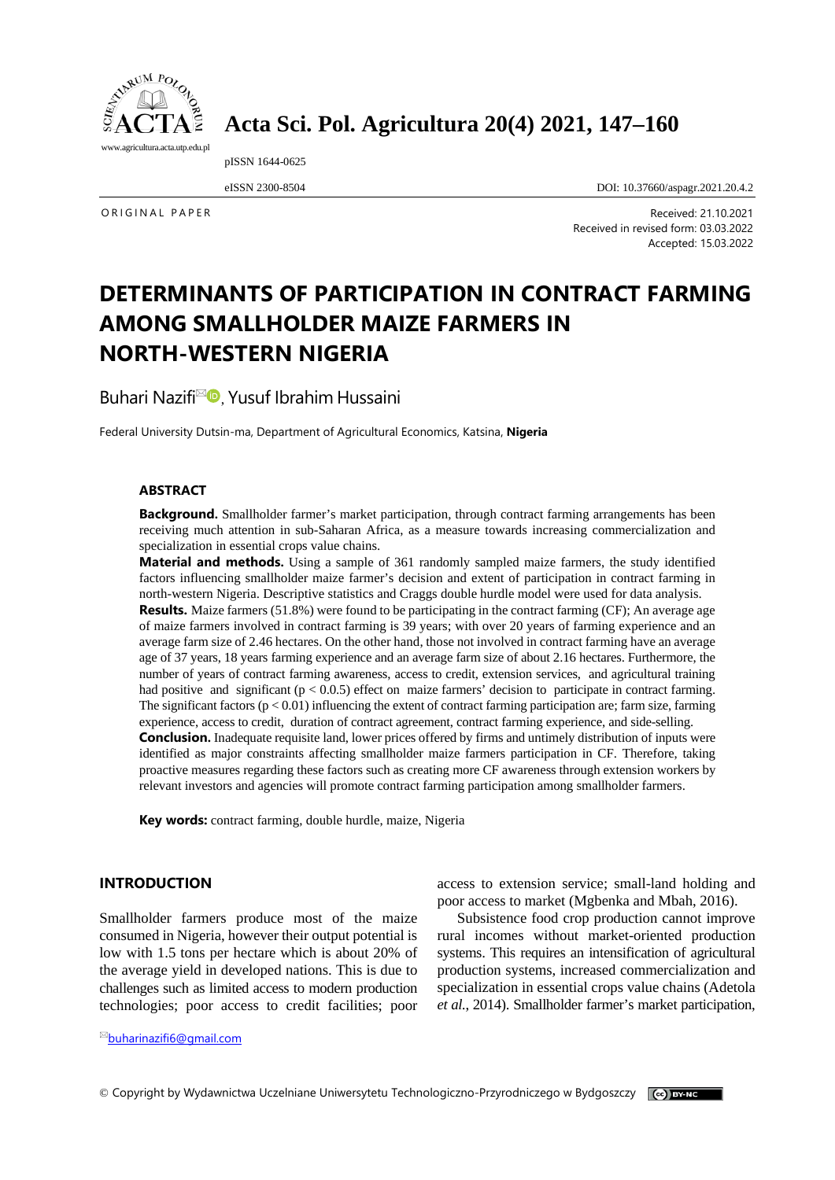ORIGINAL PAPER

Received: 21.10.2021
Received in revised form: 03.03.2022
Accepted: 15.03.2022

# DETERMINANTS OF PARTICIPATION IN CONTRACT FARMING AMONG SMALLHOLDER MAIZE FARMERS IN NORTH-WESTERN NIGERIA

Buhari Nazifi, Yusuf Ibrahim Hussaini

Federal University Dutsin-ma, Department of Agricultural Economics, Katsina, **Nigeria**

### ABSTRACT

**Background.** Smallholder farmer's market participation, through contract farming arrangements has been receiving much attention in sub-Saharan Africa, as a measure towards increasing commercialization and specialization in essential crops value chains.

**Material and methods.** Using a sample of 361 randomly sampled maize farmers, the study identified factors influencing smallholder maize farmer's decision and extent of participation in contract farming in north-western Nigeria. Descriptive statistics and Craggs double hurdle model were used for data analysis.

**Results.** Maize farmers (51.8%) were found to be participating in the contract farming (CF); An average age of maize farmers involved in contract farming is 39 years; with over 20 years of farming experience and an average farm size of 2.46 hectares. On the other hand, those not involved in contract farming have an average age of 37 years, 18 years farming experience and an average farm size of about 2.16 hectares. Furthermore, the number of years of contract farming awareness, access to credit, extension services, and agricultural training had positive and significant ($p < 0.0.5$) effect on maize farmers' decision to participate in contract farming. The significant factors ($p < 0.01$) influencing the extent of contract farming participation are; farm size, farming experience, access to credit, duration of contract agreement, contract farming experience, and side-selling.

**Conclusion.** Inadequate requisite land, lower prices offered by firms and untimely distribution of inputs were identified as major constraints affecting smallholder maize farmers participation in CF. Therefore, taking proactive measures regarding these factors such as creating more CF awareness through extension workers by relevant investors and agencies will promote contract farming participation among smallholder farmers.

**Key words:** contract farming, double hurdle, maize, Nigeria

## INTRODUCTION

Smallholder farmers produce most of the maize consumed in Nigeria, however their output potential is low with 1.5 tons per hectare which is about 20% of the average yield in developed nations. This is due to challenges such as limited access to modern production technologies; poor access to credit facilities; poor access to extension service; small-land holding and poor access to market (Mgbenka and Mbah, 2016).

Subsistence food crop production cannot improve rural incomes without market-oriented production systems. This requires an intensification of agricultural production systems, increased commercialization and specialization in essential crops value chains (Adetola *et al.*, 2014). Smallholder farmer's market participation,

buharinazifi6@gmail.com

© Copyright by Wydawnictwa Uczelniane Uniwersytetu Technologiczno-Przyrodniczego w Bydgoszczy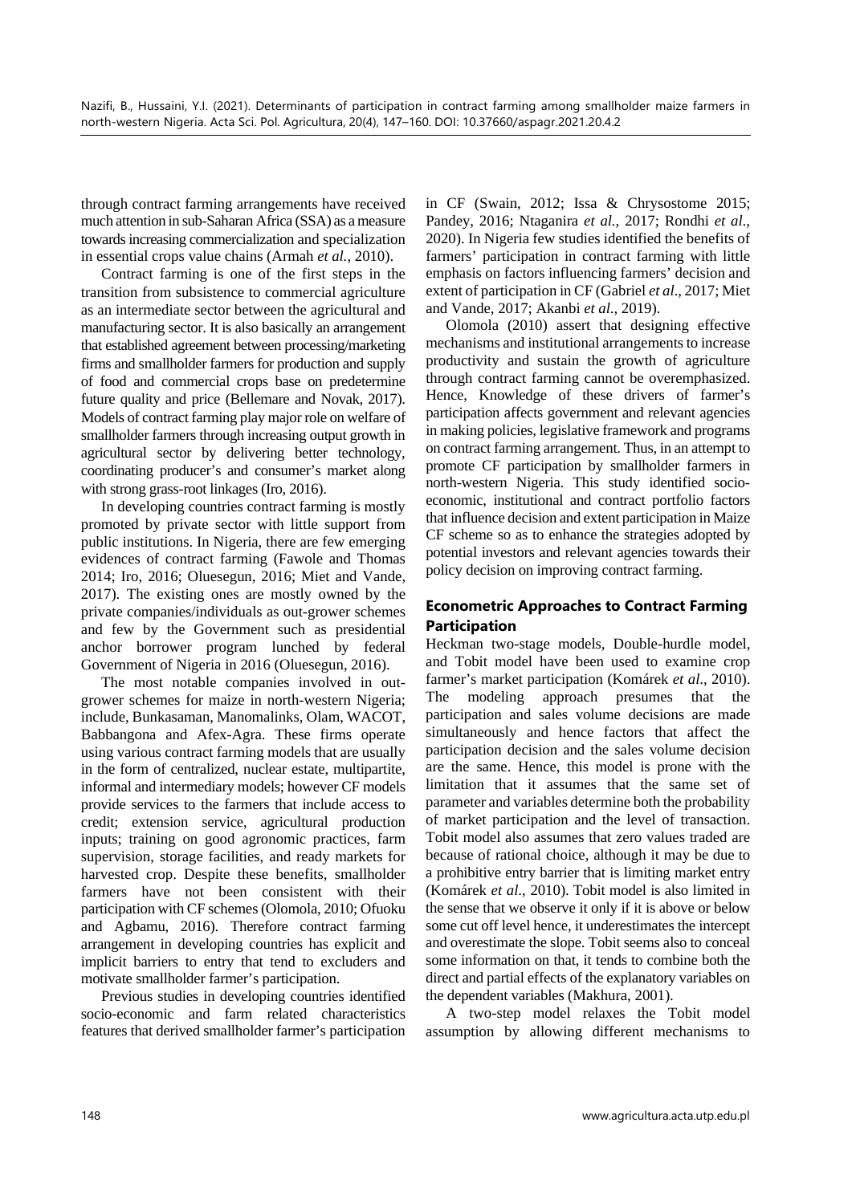through contract farming arrangements have received much attention in sub-Saharan Africa (SSA) as a measure towards increasing commercialization and specialization in essential crops value chains (Armah *et al.*, 2010).

Contract farming is one of the first steps in the transition from subsistence to commercial agriculture as an intermediate sector between the agricultural and manufacturing sector. It is also basically an arrangement that established agreement between processing/marketing firms and smallholder farmers for production and supply of food and commercial crops base on predetermine future quality and price (Bellemare and Novak, 2017). Models of contract farming play major role on welfare of smallholder farmers through increasing output growth in agricultural sector by delivering better technology, coordinating producer's and consumer's market along with strong grass-root linkages (Iro, 2016).

In developing countries contract farming is mostly promoted by private sector with little support from public institutions. In Nigeria, there are few emerging evidences of contract farming (Fawole and Thomas 2014; Iro, 2016; Oluesegun, 2016; Miet and Vande, 2017). The existing ones are mostly owned by the private companies/individuals as out-grower schemes and few by the Government such as presidential anchor borrower program lunched by federal Government of Nigeria in 2016 (Oluesegun, 2016).

The most notable companies involved in out-grower schemes for maize in north-western Nigeria; include, Bunkasaman, Manomalinks, Olam, WACOT, Babbangona and Afex-Agra. These firms operate using various contract farming models that are usually in the form of centralized, nuclear estate, multipartite, informal and intermediary models; however CF models provide services to the farmers that include access to credit; extension service, agricultural production inputs; training on good agronomic practices, farm supervision, storage facilities, and ready markets for harvested crop. Despite these benefits, smallholder farmers have not been consistent with their participation with CF schemes (Olomola, 2010; Ofuoku and Agbamu, 2016). Therefore contract farming arrangement in developing countries has explicit and implicit barriers to entry that tend to excluders and motivate smallholder farmer's participation.

Previous studies in developing countries identified socio-economic and farm related characteristics features that derived smallholder farmer's participation in CF (Swain, 2012; Issa & Chrysostome 2015; Pandey, 2016; Ntaganira *et al.*, 2017; Rondhi *et al.*, 2020). In Nigeria few studies identified the benefits of farmers' participation in contract farming with little emphasis on factors influencing farmers' decision and extent of participation in CF (Gabriel *et al*., 2017; Miet and Vande, 2017; Akanbi *et al*., 2019).

Olomola (2010) assert that designing effective mechanisms and institutional arrangements to increase productivity and sustain the growth of agriculture through contract farming cannot be overemphasized. Hence, Knowledge of these drivers of farmer's participation affects government and relevant agencies in making policies, legislative framework and programs on contract farming arrangement. Thus, in an attempt to promote CF participation by smallholder farmers in north-western Nigeria. This study identified socio-economic, institutional and contract portfolio factors that influence decision and extent participation in Maize CF scheme so as to enhance the strategies adopted by potential investors and relevant agencies towards their policy decision on improving contract farming.

## Econometric Approaches to Contract Farming Participation

Heckman two-stage models, Double-hurdle model, and Tobit model have been used to examine crop farmer's market participation (Komárek *et al*., 2010). The modeling approach presumes that the participation and sales volume decisions are made simultaneously and hence factors that affect the participation decision and the sales volume decision are the same. Hence, this model is prone with the limitation that it assumes that the same set of parameter and variables determine both the probability of market participation and the level of transaction. Tobit model also assumes that zero values traded are because of rational choice, although it may be due to a prohibitive entry barrier that is limiting market entry (Komárek *et al*., 2010). Tobit model is also limited in the sense that we observe it only if it is above or below some cut off level hence, it underestimates the intercept and overestimate the slope. Tobit seems also to conceal some information on that, it tends to combine both the direct and partial effects of the explanatory variables on the dependent variables (Makhura, 2001).

A two-step model relaxes the Tobit model assumption by allowing different mechanisms to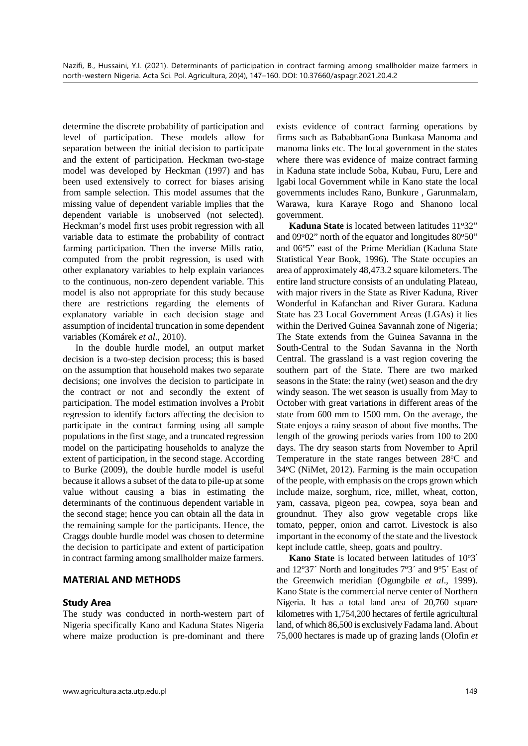determine the discrete probability of participation and level of participation. These models allow for separation between the initial decision to participate and the extent of participation. Heckman two-stage model was developed by Heckman (1997) and has been used extensively to correct for biases arising from sample selection. This model assumes that the missing value of dependent variable implies that the dependent variable is unobserved (not selected). Heckman's model first uses probit regression with all variable data to estimate the probability of contract farming participation. Then the inverse Mills ratio, computed from the probit regression, is used with other explanatory variables to help explain variances to the continuous, non-zero dependent variable. This model is also not appropriate for this study because there are restrictions regarding the elements of explanatory variable in each decision stage and assumption of incidental truncation in some dependent variables (Komárek *et al*., 2010).

In the double hurdle model, an output market decision is a two-step decision process; this is based on the assumption that household makes two separate decisions; one involves the decision to participate in the contract or not and secondly the extent of participation. The model estimation involves a Probit regression to identify factors affecting the decision to participate in the contract farming using all sample populations in the first stage, and a truncated regression model on the participating households to analyze the extent of participation, in the second stage. According to Burke (2009), the double hurdle model is useful because it allows a subset of the data to pile-up at some value without causing a bias in estimating the determinants of the continuous dependent variable in the second stage; hence you can obtain all the data in the remaining sample for the participants. Hence, the Craggs double hurdle model was chosen to determine the decision to participate and extent of participation in contract farming among smallholder maize farmers.

## MATERIAL AND METHODS

### Study Area

The study was conducted in north-western part of Nigeria specifically Kano and Kaduna States Nigeria where maize production is pre-dominant and there exists evidence of contract farming operations by firms such as BababbanGona Bunkasa Manoma and manoma links etc. The local government in the states where there was evidence of maize contract farming in Kaduna state include Soba, Kubau, Furu, Lere and Igabi local Government while in Kano state the local governments includes Rano, Bunkure , Garunmalam, Warawa, kura Karaye Rogo and Shanono local government.

**Kaduna State** is located between latitudes 11°32" and 09°02" north of the equator and longitudes 80°50" and 06°5" east of the Prime Meridian (Kaduna State Statistical Year Book, 1996). The State occupies an area of approximately 48,473.2 square kilometers. The entire land structure consists of an undulating Plateau, with major rivers in the State as River Kaduna, River Wonderful in Kafanchan and River Gurara. Kaduna State has 23 Local Government Areas (LGAs) it lies within the Derived Guinea Savannah zone of Nigeria; The State extends from the Guinea Savanna in the South-Central to the Sudan Savanna in the North Central. The grassland is a vast region covering the southern part of the State. There are two marked seasons in the State: the rainy (wet) season and the dry windy season. The wet season is usually from May to October with great variations in different areas of the state from 600 mm to 1500 mm. On the average, the State enjoys a rainy season of about five months. The length of the growing periods varies from 100 to 200 days. The dry season starts from November to April Temperature in the state ranges between 28°C and 34°C (NiMet, 2012). Farming is the main occupation of the people, with emphasis on the crops grown which include maize, sorghum, rice, millet, wheat, cotton, yam, cassava, pigeon pea, cowpea, soya bean and groundnut. They also grow vegetable crops like tomato, pepper, onion and carrot. Livestock is also important in the economy of the state and the livestock kept include cattle, sheep, goats and poultry.

**Kano State** is located between latitudes of 10°3ʹ and 12°37ʹ North and longitudes 7°3ʹ and 9°5ʹ East of the Greenwich meridian (Ogungbile *et al*., 1999). Kano State is the commercial nerve center of Northern Nigeria. It has a total land area of 20,760 square kilometres with 1,754,200 hectares of fertile agricultural land, of which 86,500 is exclusively Fadama land. About 75,000 hectares is made up of grazing lands (Olofin *et*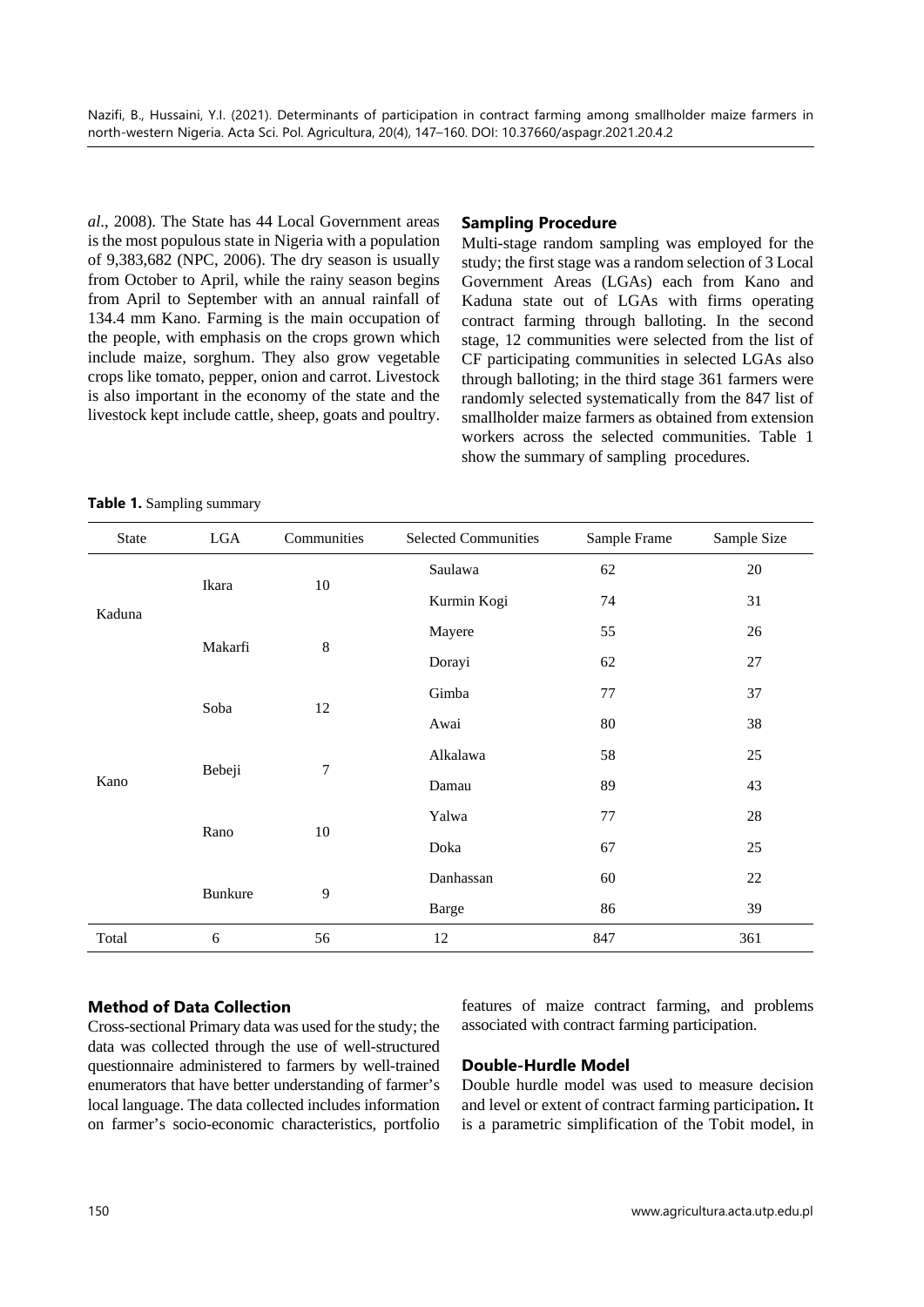*al*., 2008). The State has 44 Local Government areas is the most populous state in Nigeria with a population of 9,383,682 (NPC, 2006). The dry season is usually from October to April, while the rainy season begins from April to September with an annual rainfall of 134.4 mm Kano. Farming is the main occupation of the people, with emphasis on the crops grown which include maize, sorghum. They also grow vegetable crops like tomato, pepper, onion and carrot. Livestock is also important in the economy of the state and the livestock kept include cattle, sheep, goats and poultry.

### Sampling Procedure

Multi-stage random sampling was employed for the study; the first stage was a random selection of 3 Local Government Areas (LGAs) each from Kano and Kaduna state out of LGAs with firms operating contract farming through balloting. In the second stage, 12 communities were selected from the list of CF participating communities in selected LGAs also through balloting; in the third stage 361 farmers were randomly selected systematically from the 847 list of smallholder maize farmers as obtained from extension workers across the selected communities. Table 1 show the summary of sampling procedures.

**Table 1.** Sampling summary

| State | LGA | Communities | Selected Communities | Sample Frame | Sample Size |
|---|---|---|---|---|---|
| Kaduna | Ikara | 10 | Saulawa | 62 | 20 |
| | | | Kurmin Kogi | 74 | 31 |
| | Makarfi | 8 | Mayere | 55 | 26 |
| | | | Dorayi | 62 | 27 |
| Kano | Soba | 12 | Gimba | 77 | 37 |
| | | | Awai | 80 | 38 |
| | Bebeji | 7 | Alkalawa | 58 | 25 |
| | | | Damau | 89 | 43 |
| | Rano | 10 | Yalwa | 77 | 28 |
| | | | Doka | 67 | 25 |
| | Bunkure | 9 | Danhassan | 60 | 22 |
| | | | Barge | 86 | 39 |
| Total | 6 | 56 | 12 | 847 | 361 |

### Method of Data Collection

Cross-sectional Primary data was used for the study; the data was collected through the use of well-structured questionnaire administered to farmers by well-trained enumerators that have better understanding of farmer's local language. The data collected includes information on farmer's socio-economic characteristics, portfolio features of maize contract farming, and problems associated with contract farming participation.

### Double-Hurdle Model

Double hurdle model was used to measure decision and level or extent of contract farming participation**.** It is a parametric simplification of the Tobit model, in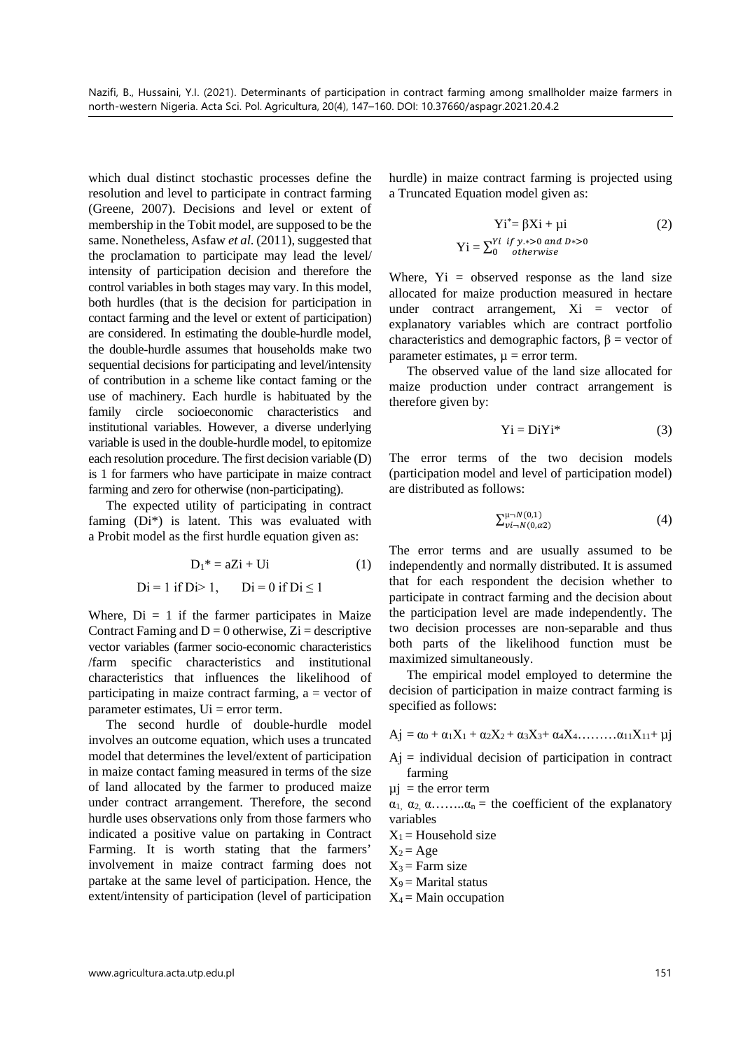which dual distinct stochastic processes define the resolution and level to participate in contract farming (Greene, 2007). Decisions and level or extent of membership in the Tobit model, are supposed to be the same. Nonetheless, Asfaw *et al*. (2011), suggested that the proclamation to participate may lead the level/ intensity of participation decision and therefore the control variables in both stages may vary. In this model, both hurdles (that is the decision for participation in contact farming and the level or extent of participation) are considered. In estimating the double-hurdle model, the double-hurdle assumes that households make two sequential decisions for participating and level/intensity of contribution in a scheme like contact faming or the use of machinery. Each hurdle is habituated by the family circle socioeconomic characteristics and institutional variables. However, a diverse underlying variable is used in the double-hurdle model, to epitomize each resolution procedure. The first decision variable (D) is 1 for farmers who have participate in maize contract farming and zero for otherwise (non-participating).

The expected utility of participating in contract faming ($Di^*$) is latent. This was evaluated with a Probit model as the first hurdle equation given as:

$$D_1^* = aZi + Ui \tag{1}$$

$$Di = 1 \text{ if } Di > 1, \qquad Di = 0 \text{ if } Di \leq 1$$

Where, $Di = 1$ if the farmer participates in Maize Contract Faming and $D = 0$ otherwise, $Zi$ = descriptive vector variables (farmer socio-economic characteristics /farm specific characteristics and institutional characteristics that influences the likelihood of participating in maize contract farming, a = vector of parameter estimates, $Ui$ = error term.

The second hurdle of double-hurdle model involves an outcome equation, which uses a truncated model that determines the level/extent of participation in maize contact faming measured in terms of the size of land allocated by the farmer to produced maize under contract arrangement. Therefore, the second hurdle uses observations only from those farmers who indicated a positive value on partaking in Contract Farming. It is worth stating that the farmers' involvement in maize contract farming does not partake at the same level of participation. Hence, the extent/intensity of participation (level of participation hurdle) in maize contract farming is projected using a Truncated Equation model given as:

$$Yi^* = \beta Xi + \mu i \tag{2}$$

$$Yi = \sum_{0 \;\; otherwise}^{Yi \;\; if \; y.*>0 \; and \; D*>0}$$

Where, $Yi$ = observed response as the land size allocated for maize production measured in hectare under contract arrangement, $Xi$ = vector of explanatory variables which are contract portfolio characteristics and demographic factors, $\beta$ = vector of parameter estimates, $\mu$ = error term.

The observed value of the land size allocated for maize production under contract arrangement is therefore given by:

$$Yi = DiYi^* \tag{3}$$

The error terms of the two decision models (participation model and level of participation model) are distributed as follows:

$$\sum_{vi \neg N(0,\alpha 2)}^{\mu \neg N(0,1)} \tag{4}$$

The error terms and are usually assumed to be independently and normally distributed. It is assumed that for each respondent the decision whether to participate in contract farming and the decision about the participation level are made independently. The two decision processes are non-separable and thus both parts of the likelihood function must be maximized simultaneously.

The empirical model employed to determine the decision of participation in maize contract farming is specified as follows:

$$Aj = \alpha_0 + \alpha_1 X_1 + \alpha_2 X_2 + \alpha_3 X_3 + \alpha_4 X_4 \ldots\ldots\ldots \alpha_{11} X_{11} + \mu j$$

$Aj$ = individual decision of participation in contract farming

$\mu j$ = the error term

$\alpha_1, \alpha_2, \alpha \ldots\ldots\ldots \alpha_n$ = the coefficient of the explanatory variables

$X_1$ = Household size

$X_2$ = Age

$X_3$ = Farm size

$X_9$ = Marital status

$X_4$ = Main occupation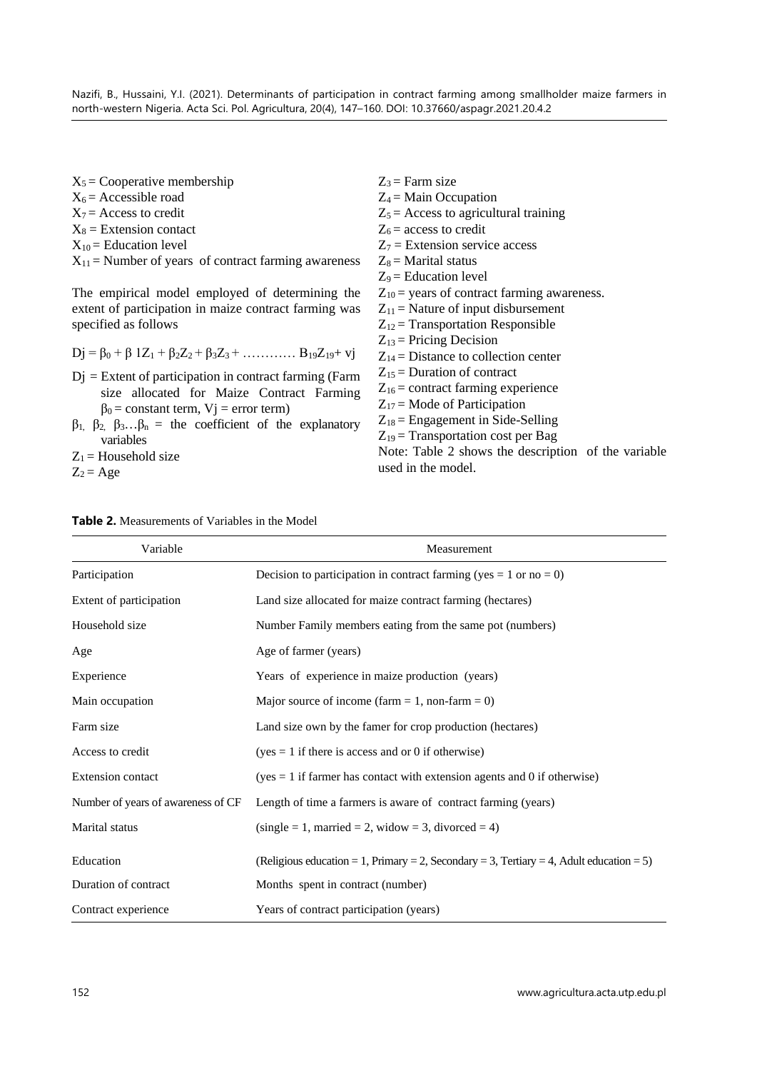$X_5$ = Cooperative membership
$X_6$ = Accessible road
$X_7$ = Access to credit
$X_8$ = Extension contact
$X_{10}$ = Education level
$X_{11}$ = Number of years of contract farming awareness

The empirical model employed of determining the extent of participation in maize contract farming was specified as follows

$$Dj = \beta_0 + \beta\ 1Z_1 + \beta_2 Z_2 + \beta_3 Z_3 + \ldots\ldots\ldots\ldots\ B_{19}Z_{19} + vj$$

Dj = Extent of participation in contract farming (Farm size allocated for Maize Contract Farming $\beta_0$ = constant term, Vj = error term)
$\beta_1$, $\beta_2$, $\beta_3 \ldots \beta_n$ = the coefficient of the explanatory variables
$Z_1$ = Household size
$Z_2$ = Age
$Z_3$ = Farm size
$Z_4$ = Main Occupation
$Z_5$ = Access to agricultural training
$Z_6$ = access to credit
$Z_7$ = Extension service access
$Z_8$ = Marital status
$Z_9$ = Education level
$Z_{10}$ = years of contract farming awareness.
$Z_{11}$ = Nature of input disbursement
$Z_{12}$ = Transportation Responsible
$Z_{13}$ = Pricing Decision
$Z_{14}$ = Distance to collection center
$Z_{15}$ = Duration of contract
$Z_{16}$ = contract farming experience
$Z_{17}$ = Mode of Participation
$Z_{18}$ = Engagement in Side-Selling
$Z_{19}$ = Transportation cost per Bag

Note: Table 2 shows the description of the variable used in the model.

**Table 2.** Measurements of Variables in the Model

| Variable | Measurement |
|---|---|
| Participation | Decision to participation in contract farming (yes = 1 or no = 0) |
| Extent of participation | Land size allocated for maize contract farming (hectares) |
| Household size | Number Family members eating from the same pot (numbers) |
| Age | Age of farmer (years) |
| Experience | Years of experience in maize production (years) |
| Main occupation | Major source of income (farm = 1, non-farm = 0) |
| Farm size | Land size own by the famer for crop production (hectares) |
| Access to credit | (yes = 1 if there is access and or 0 if otherwise) |
| Extension contact | (yes = 1 if farmer has contact with extension agents and 0 if otherwise) |
| Number of years of awareness of CF | Length of time a farmers is aware of contract farming (years) |
| Marital status | (single = 1, married = 2, widow = 3, divorced = 4) |
| Education | (Religious education = 1, Primary = 2, Secondary = 3, Tertiary = 4, Adult education = 5) |
| Duration of contract | Months spent in contract (number) |
| Contract experience | Years of contract participation (years) |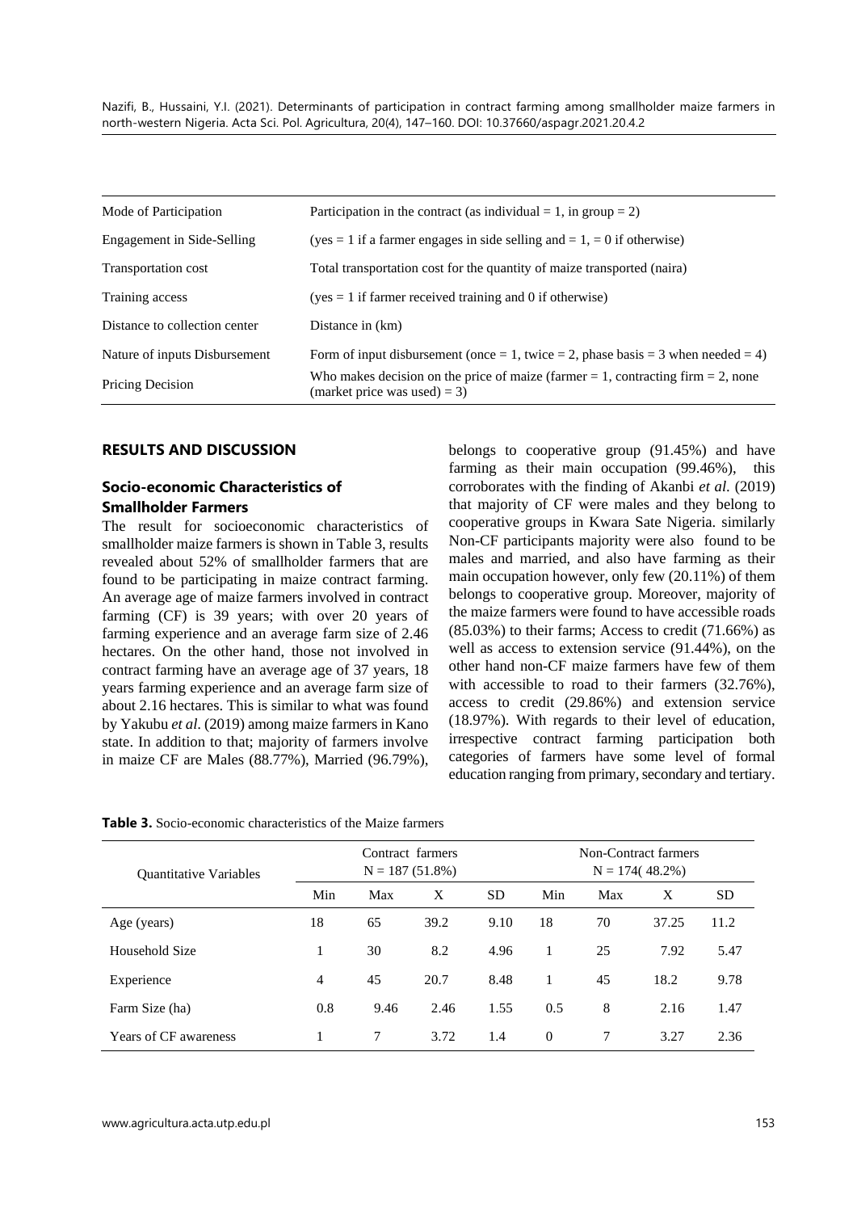| Mode of Participation | Participation in the contract (as individual = 1, in group = 2) |
|---|---|
| Engagement in Side-Selling | (yes = 1 if a farmer engages in side selling and = 1, = 0 if otherwise) |
| Transportation cost | Total transportation cost for the quantity of maize transported (naira) |
| Training access | (yes = 1 if farmer received training and 0 if otherwise) |
| Distance to collection center | Distance in (km) |
| Nature of inputs Disbursement | Form of input disbursement (once = 1, twice = 2, phase basis = 3 when needed = 4) |
| Pricing Decision | Who makes decision on the price of maize (farmer = 1, contracting firm = 2, none (market price was used) = 3) |

## RESULTS AND DISCUSSION

### Socio-economic Characteristics of Smallholder Farmers

The result for socioeconomic characteristics of smallholder maize farmers is shown in Table 3, results revealed about 52% of smallholder farmers that are found to be participating in maize contract farming. An average age of maize farmers involved in contract farming (CF) is 39 years; with over 20 years of farming experience and an average farm size of 2.46 hectares. On the other hand, those not involved in contract farming have an average age of 37 years, 18 years farming experience and an average farm size of about 2.16 hectares. This is similar to what was found by Yakubu *et al*. (2019) among maize farmers in Kano state. In addition to that; majority of farmers involve in maize CF are Males (88.77%), Married (96.79%), belongs to cooperative group (91.45%) and have farming as their main occupation (99.46%), this corroborates with the finding of Akanbi *et al.* (2019) that majority of CF were males and they belong to cooperative groups in Kwara Sate Nigeria. similarly Non-CF participants majority were also found to be males and married, and also have farming as their main occupation however, only few (20.11%) of them belongs to cooperative group. Moreover, majority of the maize farmers were found to have accessible roads (85.03%) to their farms; Access to credit (71.66%) as well as access to extension service (91.44%), on the other hand non-CF maize farmers have few of them with accessible to road to their farmers (32.76%), access to credit (29.86%) and extension service (18.97%). With regards to their level of education, irrespective contract farming participation both categories of farmers have some level of formal education ranging from primary, secondary and tertiary.

**Table 3.** Socio-economic characteristics of the Maize farmers

| Quantitative Variables | Contract farmers N = 187 (51.8%) | | | | Non-Contract farmers N = 174( 48.2%) | | | |
|---|---|---|---|---|---|---|---|---|
| | Min | Max | X | SD | Min | Max | X | SD |
| Age (years) | 18 | 65 | 39.2 | 9.10 | 18 | 70 | 37.25 | 11.2 |
| Household Size | 1 | 30 | 8.2 | 4.96 | 1 | 25 | 7.92 | 5.47 |
| Experience | 4 | 45 | 20.7 | 8.48 | 1 | 45 | 18.2 | 9.78 |
| Farm Size (ha) | 0.8 | 9.46 | 2.46 | 1.55 | 0.5 | 8 | 2.16 | 1.47 |
| Years of CF awareness | 1 | 7 | 3.72 | 1.4 | 0 | 7 | 3.27 | 2.36 |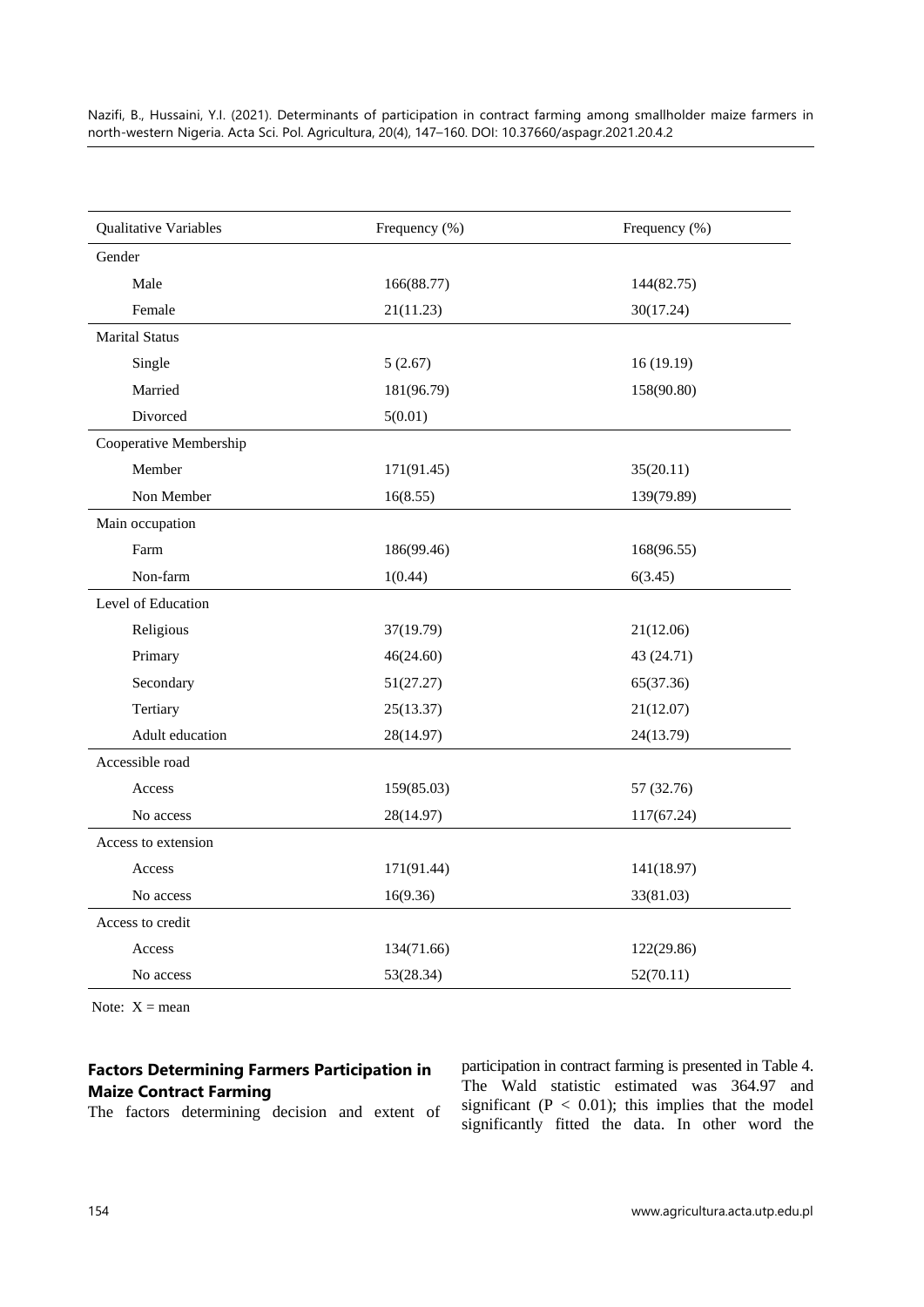| Qualitative Variables | Frequency (%) | Frequency (%) |
|---|---|---|
| Gender | | |
| Male | 166(88.77) | 144(82.75) |
| Female | 21(11.23) | 30(17.24) |
| Marital Status | | |
| Single | 5 (2.67) | 16 (19.19) |
| Married | 181(96.79) | 158(90.80) |
| Divorced | 5(0.01) | |
| Cooperative Membership | | |
| Member | 171(91.45) | 35(20.11) |
| Non Member | 16(8.55) | 139(79.89) |
| Main occupation | | |
| Farm | 186(99.46) | 168(96.55) |
| Non-farm | 1(0.44) | 6(3.45) |
| Level of Education | | |
| Religious | 37(19.79) | 21(12.06) |
| Primary | 46(24.60) | 43 (24.71) |
| Secondary | 51(27.27) | 65(37.36) |
| Tertiary | 25(13.37) | 21(12.07) |
| Adult education | 28(14.97) | 24(13.79) |
| Accessible road | | |
| Access | 159(85.03) | 57 (32.76) |
| No access | 28(14.97) | 117(67.24) |
| Access to extension | | |
| Access | 171(91.44) | 141(18.97) |
| No access | 16(9.36) | 33(81.03) |
| Access to credit | | |
| Access | 134(71.66) | 122(29.86) |
| No access | 53(28.34) | 52(70.11) |

Note: X = mean

### Factors Determining Farmers Participation in Maize Contract Farming

The factors determining decision and extent of participation in contract farming is presented in Table 4. The Wald statistic estimated was 364.97 and significant ($P < 0.01$); this implies that the model significantly fitted the data. In other word the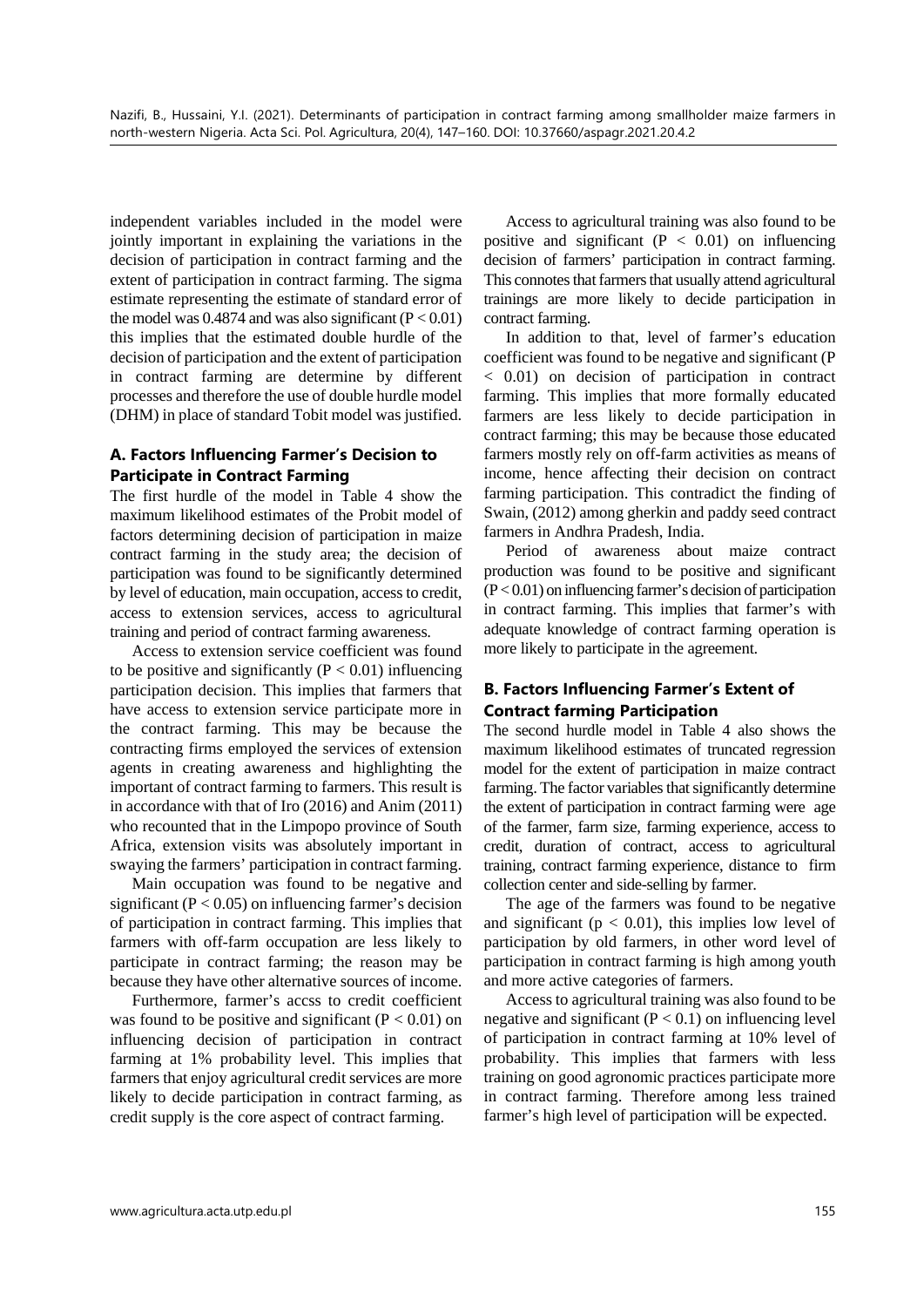independent variables included in the model were jointly important in explaining the variations in the decision of participation in contract farming and the extent of participation in contract farming. The sigma estimate representing the estimate of standard error of the model was 0.4874 and was also significant ($P < 0.01$) this implies that the estimated double hurdle of the decision of participation and the extent of participation in contract farming are determine by different processes and therefore the use of double hurdle model (DHM) in place of standard Tobit model was justified.

### A. Factors Influencing Farmer's Decision to Participate in Contract Farming

The first hurdle of the model in Table 4 show the maximum likelihood estimates of the Probit model of factors determining decision of participation in maize contract farming in the study area; the decision of participation was found to be significantly determined by level of education, main occupation, access to credit, access to extension services, access to agricultural training and period of contract farming awareness.

Access to extension service coefficient was found to be positive and significantly ($P < 0.01$) influencing participation decision. This implies that farmers that have access to extension service participate more in the contract farming. This may be because the contracting firms employed the services of extension agents in creating awareness and highlighting the important of contract farming to farmers. This result is in accordance with that of Iro (2016) and Anim (2011) who recounted that in the Limpopo province of South Africa, extension visits was absolutely important in swaying the farmers' participation in contract farming.

Main occupation was found to be negative and significant ($P < 0.05$) on influencing farmer's decision of participation in contract farming. This implies that farmers with off-farm occupation are less likely to participate in contract farming; the reason may be because they have other alternative sources of income.

Furthermore, farmer's accss to credit coefficient was found to be positive and significant ($P < 0.01$) on influencing decision of participation in contract farming at 1% probability level. This implies that farmers that enjoy agricultural credit services are more likely to decide participation in contract farming, as credit supply is the core aspect of contract farming.

Access to agricultural training was also found to be positive and significant ($P < 0.01$) on influencing decision of farmers' participation in contract farming. This connotes that farmers that usually attend agricultural trainings are more likely to decide participation in contract farming.

In addition to that, level of farmer's education coefficient was found to be negative and significant ($P < 0.01$) on decision of participation in contract farming. This implies that more formally educated farmers are less likely to decide participation in contract farming; this may be because those educated farmers mostly rely on off-farm activities as means of income, hence affecting their decision on contract farming participation. This contradict the finding of Swain, (2012) among gherkin and paddy seed contract farmers in Andhra Pradesh, India.

Period of awareness about maize contract production was found to be positive and significant ($P < 0.01$) on influencing farmer's decision of participation in contract farming. This implies that farmer's with adequate knowledge of contract farming operation is more likely to participate in the agreement.

### B. Factors Influencing Farmer's Extent of Contract farming Participation

The second hurdle model in Table 4 also shows the maximum likelihood estimates of truncated regression model for the extent of participation in maize contract farming. The factor variables that significantly determine the extent of participation in contract farming were age of the farmer, farm size, farming experience, access to credit, duration of contract, access to agricultural training, contract farming experience, distance to firm collection center and side-selling by farmer.

The age of the farmers was found to be negative and significant ($p < 0.01$), this implies low level of participation by old farmers, in other word level of participation in contract farming is high among youth and more active categories of farmers.

Access to agricultural training was also found to be negative and significant ($P < 0.1$) on influencing level of participation in contract farming at 10% level of probability. This implies that farmers with less training on good agronomic practices participate more in contract farming. Therefore among less trained farmer's high level of participation will be expected.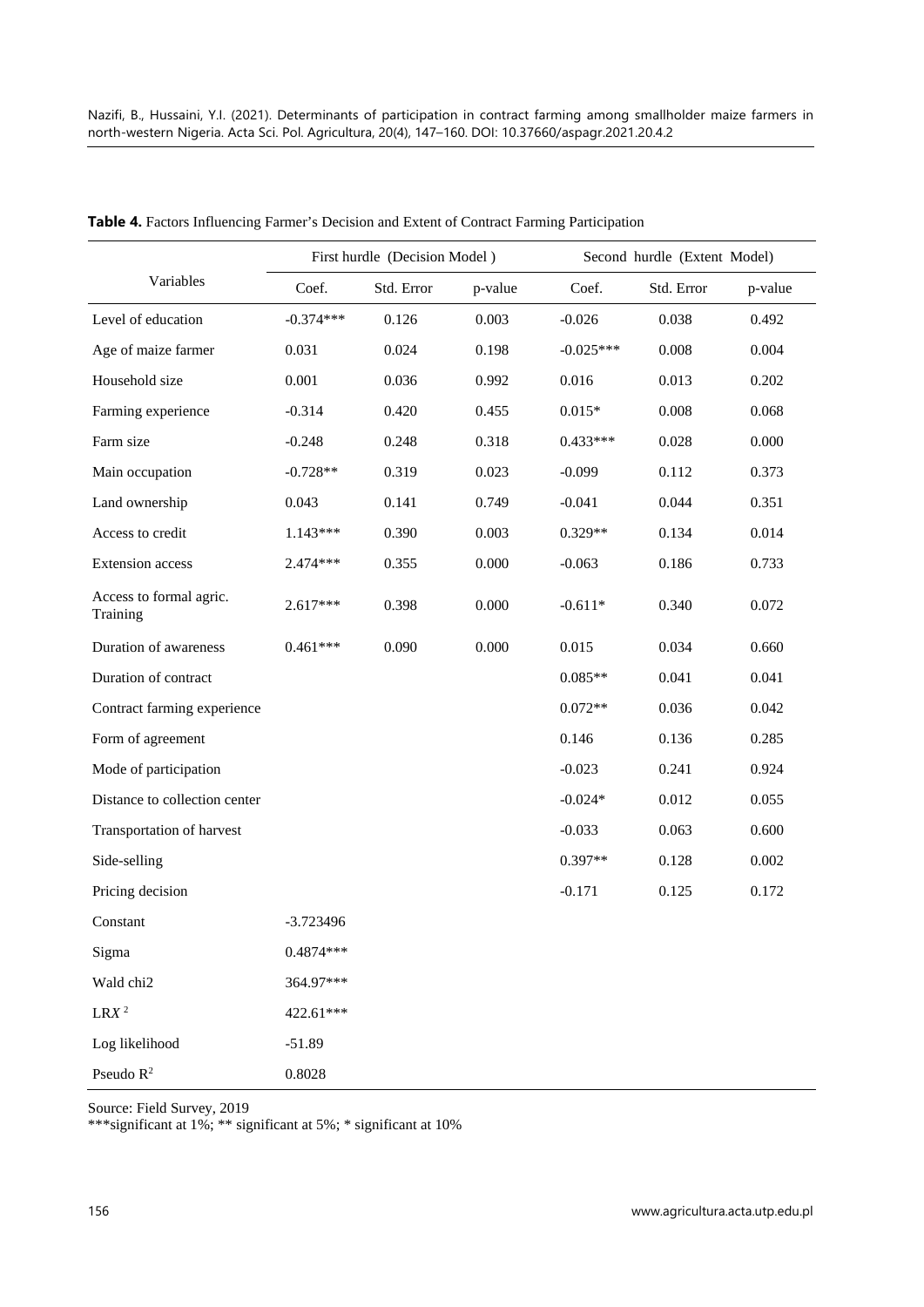**Table 4.** Factors Influencing Farmer's Decision and Extent of Contract Farming Participation

| Variables | First hurdle (Decision Model) | | | Second hurdle (Extent Model) | | |
|---|---|---|---|---|---|---|
| | Coef. | Std. Error | p-value | Coef. | Std. Error | p-value |
| Level of education | -0.374*** | 0.126 | 0.003 | -0.026 | 0.038 | 0.492 |
| Age of maize farmer | 0.031 | 0.024 | 0.198 | -0.025*** | 0.008 | 0.004 |
| Household size | 0.001 | 0.036 | 0.992 | 0.016 | 0.013 | 0.202 |
| Farming experience | -0.314 | 0.420 | 0.455 | 0.015* | 0.008 | 0.068 |
| Farm size | -0.248 | 0.248 | 0.318 | 0.433*** | 0.028 | 0.000 |
| Main occupation | -0.728** | 0.319 | 0.023 | -0.099 | 0.112 | 0.373 |
| Land ownership | 0.043 | 0.141 | 0.749 | -0.041 | 0.044 | 0.351 |
| Access to credit | 1.143*** | 0.390 | 0.003 | 0.329** | 0.134 | 0.014 |
| Extension access | 2.474*** | 0.355 | 0.000 | -0.063 | 0.186 | 0.733 |
| Access to formal agric. Training | 2.617*** | 0.398 | 0.000 | -0.611* | 0.340 | 0.072 |
| Duration of awareness | 0.461*** | 0.090 | 0.000 | 0.015 | 0.034 | 0.660 |
| Duration of contract | | | | 0.085** | 0.041 | 0.041 |
| Contract farming experience | | | | 0.072** | 0.036 | 0.042 |
| Form of agreement | | | | 0.146 | 0.136 | 0.285 |
| Mode of participation | | | | -0.023 | 0.241 | 0.924 |
| Distance to collection center | | | | -0.024* | 0.012 | 0.055 |
| Transportation of harvest | | | | -0.033 | 0.063 | 0.600 |
| Side-selling | | | | 0.397** | 0.128 | 0.002 |
| Pricing decision | | | | -0.171 | 0.125 | 0.172 |
| Constant | -3.723496 | | | | | |
| Sigma | 0.4874*** | | | | | |
| Wald chi2 | 364.97*** | | | | | |
| $LRX^2$ | 422.61*** | | | | | |
| Log likelihood | -51.89 | | | | | |
| Pseudo $R^2$ | 0.8028 | | | | | |

Source: Field Survey, 2019

***significant at 1%; ** significant at 5%; * significant at 10%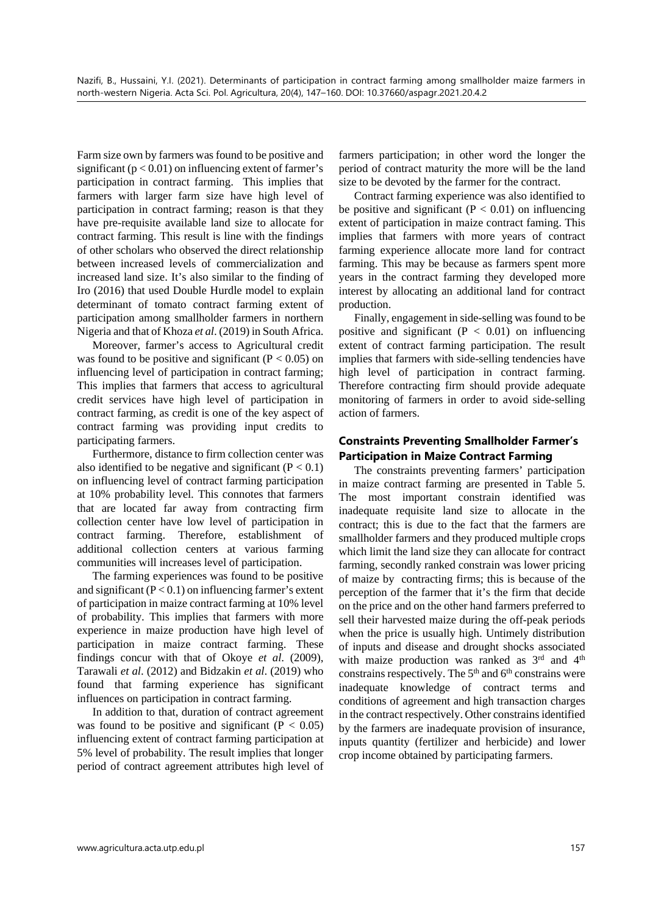Farm size own by farmers was found to be positive and significant ($p < 0.01$) on influencing extent of farmer's participation in contract farming. This implies that farmers with larger farm size have high level of participation in contract farming; reason is that they have pre-requisite available land size to allocate for contract farming. This result is line with the findings of other scholars who observed the direct relationship between increased levels of commercialization and increased land size. It's also similar to the finding of Iro (2016) that used Double Hurdle model to explain determinant of tomato contract farming extent of participation among smallholder farmers in northern Nigeria and that of Khoza *et al*. (2019) in South Africa.

Moreover, farmer's access to Agricultural credit was found to be positive and significant ($P < 0.05$) on influencing level of participation in contract farming; This implies that farmers that access to agricultural credit services have high level of participation in contract farming, as credit is one of the key aspect of contract farming was providing input credits to participating farmers.

Furthermore, distance to firm collection center was also identified to be negative and significant ($P < 0.1$) on influencing level of contract farming participation at 10% probability level. This connotes that farmers that are located far away from contracting firm collection center have low level of participation in contract farming. Therefore, establishment of additional collection centers at various farming communities will increases level of participation.

The farming experiences was found to be positive and significant ($P < 0.1$) on influencing farmer's extent of participation in maize contract farming at 10% level of probability. This implies that farmers with more experience in maize production have high level of participation in maize contract farming. These findings concur with that of Okoye *et al*. (2009), Tarawali *et al*. (2012) and Bidzakin *et al*. (2019) who found that farming experience has significant influences on participation in contract farming.

In addition to that, duration of contract agreement was found to be positive and significant ($P < 0.05$) influencing extent of contract farming participation at 5% level of probability. The result implies that longer period of contract agreement attributes high level of farmers participation; in other word the longer the period of contract maturity the more will be the land size to be devoted by the farmer for the contract.

Contract farming experience was also identified to be positive and significant ($P < 0.01$) on influencing extent of participation in maize contract faming. This implies that farmers with more years of contract farming experience allocate more land for contract farming. This may be because as farmers spent more years in the contract farming they developed more interest by allocating an additional land for contract production.

Finally, engagement in side-selling was found to be positive and significant ($P < 0.01$) on influencing extent of contract farming participation. The result implies that farmers with side-selling tendencies have high level of participation in contract farming. Therefore contracting firm should provide adequate monitoring of farmers in order to avoid side-selling action of farmers.

## Constraints Preventing Smallholder Farmer's Participation in Maize Contract Farming

The constraints preventing farmers' participation in maize contract farming are presented in Table 5. The most important constrain identified was inadequate requisite land size to allocate in the contract; this is due to the fact that the farmers are smallholder farmers and they produced multiple crops which limit the land size they can allocate for contract farming, secondly ranked constrain was lower pricing of maize by contracting firms; this is because of the perception of the farmer that it's the firm that decide on the price and on the other hand farmers preferred to sell their harvested maize during the off-peak periods when the price is usually high. Untimely distribution of inputs and disease and drought shocks associated with maize production was ranked as 3rd and 4th constrains respectively. The 5th and 6th constrains were inadequate knowledge of contract terms and conditions of agreement and high transaction charges in the contract respectively. Other constrains identified by the farmers are inadequate provision of insurance, inputs quantity (fertilizer and herbicide) and lower crop income obtained by participating farmers.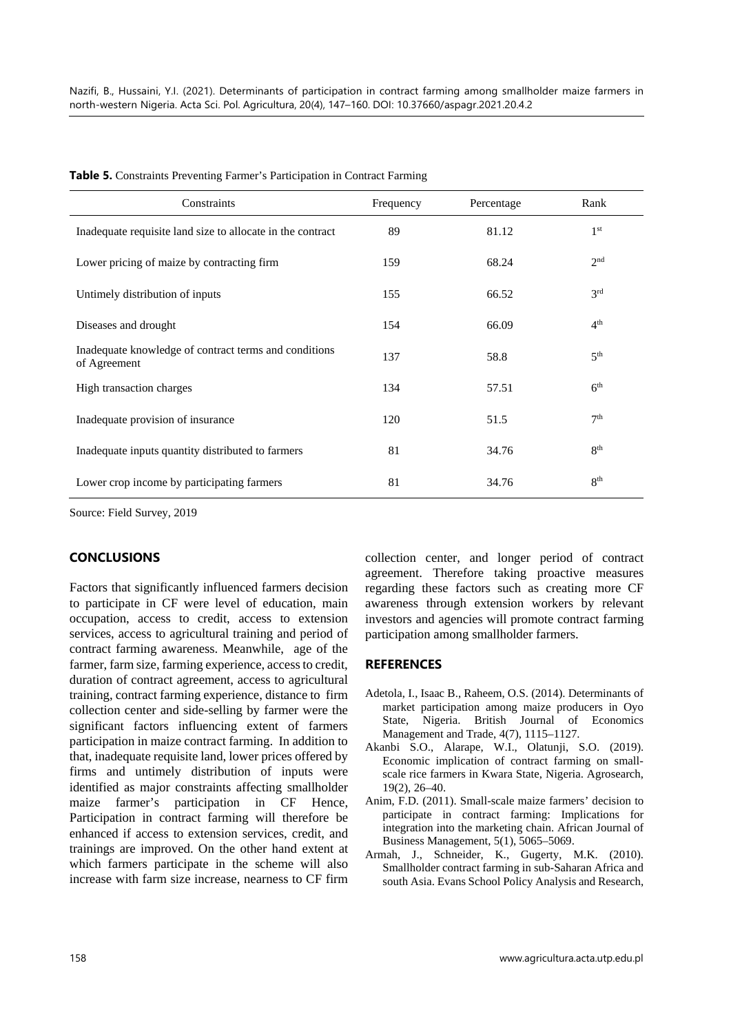**Table 5.** Constraints Preventing Farmer's Participation in Contract Farming

| Constraints | Frequency | Percentage | Rank |
|---|---|---|---|
| Inadequate requisite land size to allocate in the contract | 89 | 81.12 | 1st |
| Lower pricing of maize by contracting firm | 159 | 68.24 | 2nd |
| Untimely distribution of inputs | 155 | 66.52 | 3rd |
| Diseases and drought | 154 | 66.09 | 4th |
| Inadequate knowledge of contract terms and conditions of Agreement | 137 | 58.8 | 5th |
| High transaction charges | 134 | 57.51 | 6th |
| Inadequate provision of insurance | 120 | 51.5 | 7th |
| Inadequate inputs quantity distributed to farmers | 81 | 34.76 | 8th |
| Lower crop income by participating farmers | 81 | 34.76 | 8th |

Source: Field Survey, 2019

## CONCLUSIONS

Factors that significantly influenced farmers decision to participate in CF were level of education, main occupation, access to credit, access to extension services, access to agricultural training and period of contract farming awareness. Meanwhile, age of the farmer, farm size, farming experience, access to credit, duration of contract agreement, access to agricultural training, contract farming experience, distance to firm collection center and side-selling by farmer were the significant factors influencing extent of farmers participation in maize contract farming. In addition to that, inadequate requisite land, lower prices offered by firms and untimely distribution of inputs were identified as major constraints affecting smallholder maize farmer's participation in CF Hence, Participation in contract farming will therefore be enhanced if access to extension services, credit, and trainings are improved. On the other hand extent at which farmers participate in the scheme will also increase with farm size increase, nearness to CF firm collection center, and longer period of contract agreement. Therefore taking proactive measures regarding these factors such as creating more CF awareness through extension workers by relevant investors and agencies will promote contract farming participation among smallholder farmers.

## REFERENCES

Adetola, I., Isaac B., Raheem, O.S. (2014). Determinants of market participation among maize producers in Oyo State, Nigeria. British Journal of Economics Management and Trade, 4(7), 1115–1127.

Akanbi S.O., Alarape, W.I., Olatunji, S.O. (2019). Economic implication of contract farming on small-scale rice farmers in Kwara State, Nigeria. Agrosearch, 19(2), 26–40.

Anim, F.D. (2011). Small-scale maize farmers' decision to participate in contract farming: Implications for integration into the marketing chain. African Journal of Business Management, 5(1), 5065–5069.

Armah, J., Schneider, K., Gugerty, M.K. (2010). Smallholder contract farming in sub-Saharan Africa and south Asia. Evans School Policy Analysis and Research,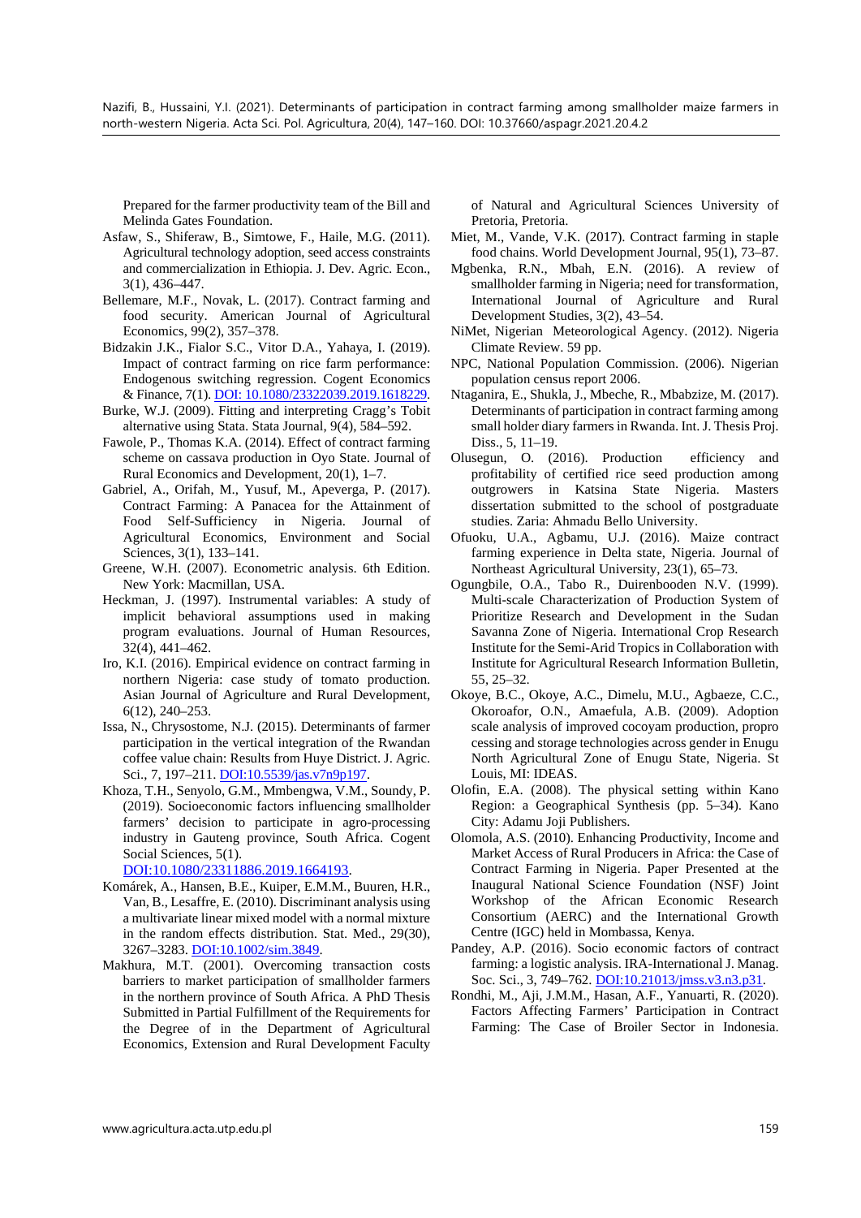Prepared for the farmer productivity team of the Bill and Melinda Gates Foundation.

Asfaw, S., Shiferaw, B., Simtowe, F., Haile, M.G. (2011). Agricultural technology adoption, seed access constraints and commercialization in Ethiopia. J. Dev. Agric. Econ., 3(1), 436–447.

Bellemare, M.F., Novak, L. (2017). Contract farming and food security. American Journal of Agricultural Economics, 99(2), 357–378.

Bidzakin J.K., Fialor S.C., Vitor D.A., Yahaya, I. (2019). Impact of contract farming on rice farm performance: Endogenous switching regression. Cogent Economics & Finance, 7(1). DOI: 10.1080/23322039.2019.1618229.

Burke, W.J. (2009). Fitting and interpreting Cragg's Tobit alternative using Stata. Stata Journal, 9(4), 584–592.

Fawole, P., Thomas K.A. (2014). Effect of contract farming scheme on cassava production in Oyo State. Journal of Rural Economics and Development, 20(1), 1–7.

Gabriel, A., Orifah, M., Yusuf, M., Apeverga, P. (2017). Contract Farming: A Panacea for the Attainment of Food Self-Sufficiency in Nigeria. Journal of Agricultural Economics, Environment and Social Sciences, 3(1), 133–141.

Greene, W.H. (2007). Econometric analysis. 6th Edition. New York: Macmillan, USA.

Heckman, J. (1997). Instrumental variables: A study of implicit behavioral assumptions used in making program evaluations. Journal of Human Resources, 32(4), 441–462.

Iro, K.I. (2016). Empirical evidence on contract farming in northern Nigeria: case study of tomato production. Asian Journal of Agriculture and Rural Development, 6(12), 240–253.

Issa, N., Chrysostome, N.J. (2015). Determinants of farmer participation in the vertical integration of the Rwandan coffee value chain: Results from Huye District. J. Agric. Sci., 7, 197–211. DOI:10.5539/jas.v7n9p197.

Khoza, T.H., Senyolo, G.M., Mmbengwa, V.M., Soundy, P. (2019). Socioeconomic factors influencing smallholder farmers' decision to participate in agro-processing industry in Gauteng province, South Africa. Cogent Social Sciences, 5(1). DOI:10.1080/23311886.2019.1664193.

Komárek, A., Hansen, B.E., Kuiper, E.M.M., Buuren, H.R., Van, B., Lesaffre, E. (2010). Discriminant analysis using a multivariate linear mixed model with a normal mixture in the random effects distribution. Stat. Med., 29(30), 3267–3283. DOI:10.1002/sim.3849.

Makhura, M.T. (2001). Overcoming transaction costs barriers to market participation of smallholder farmers in the northern province of South Africa. A PhD Thesis Submitted in Partial Fulfillment of the Requirements for the Degree of in the Department of Agricultural Economics, Extension and Rural Development Faculty of Natural and Agricultural Sciences University of Pretoria, Pretoria.

Miet, M., Vande, V.K. (2017). Contract farming in staple food chains. World Development Journal, 95(1), 73–87.

Mgbenka, R.N., Mbah, E.N. (2016). A review of smallholder farming in Nigeria; need for transformation, International Journal of Agriculture and Rural Development Studies, 3(2), 43–54.

NiMet, Nigerian Meteorological Agency. (2012). Nigeria Climate Review. 59 pp.

NPC, National Population Commission. (2006). Nigerian population census report 2006.

Ntaganira, E., Shukla, J., Mbeche, R., Mbabzize, M. (2017). Determinants of participation in contract farming among small holder diary farmers in Rwanda. Int. J. Thesis Proj. Diss., 5, 11–19.

Olusegun, O. (2016). Production efficiency and profitability of certified rice seed production among outgrowers in Katsina State Nigeria. Masters dissertation submitted to the school of postgraduate studies. Zaria: Ahmadu Bello University.

Ofuoku, U.A., Agbamu, U.J. (2016). Maize contract farming experience in Delta state, Nigeria. Journal of Northeast Agricultural University, 23(1), 65–73.

Ogungbile, O.A., Tabo R., Duirenbooden N.V. (1999). Multi-scale Characterization of Production System of Prioritize Research and Development in the Sudan Savanna Zone of Nigeria. International Crop Research Institute for the Semi-Arid Tropics in Collaboration with Institute for Agricultural Research Information Bulletin, 55, 25–32.

Okoye, B.C., Okoye, A.C., Dimelu, M.U., Agbaeze, C.C., Okoroafor, O.N., Amaefula, A.B. (2009). Adoption scale analysis of improved cocoyam production, propro cessing and storage technologies across gender in Enugu North Agricultural Zone of Enugu State, Nigeria. St Louis, MI: IDEAS.

Olofin, E.A. (2008). The physical setting within Kano Region: a Geographical Synthesis (pp. 5–34). Kano City: Adamu Joji Publishers.

Olomola, A.S. (2010). Enhancing Productivity, Income and Market Access of Rural Producers in Africa: the Case of Contract Farming in Nigeria. Paper Presented at the Inaugural National Science Foundation (NSF) Joint Workshop of the African Economic Research Consortium (AERC) and the International Growth Centre (IGC) held in Mombassa, Kenya.

Pandey, A.P. (2016). Socio economic factors of contract farming: a logistic analysis. IRA-International J. Manag. Soc. Sci., 3, 749–762. DOI:10.21013/jmss.v3.n3.p31.

Rondhi, M., Aji, J.M.M., Hasan, A.F., Yanuarti, R. (2020). Factors Affecting Farmers' Participation in Contract Farming: The Case of Broiler Sector in Indonesia.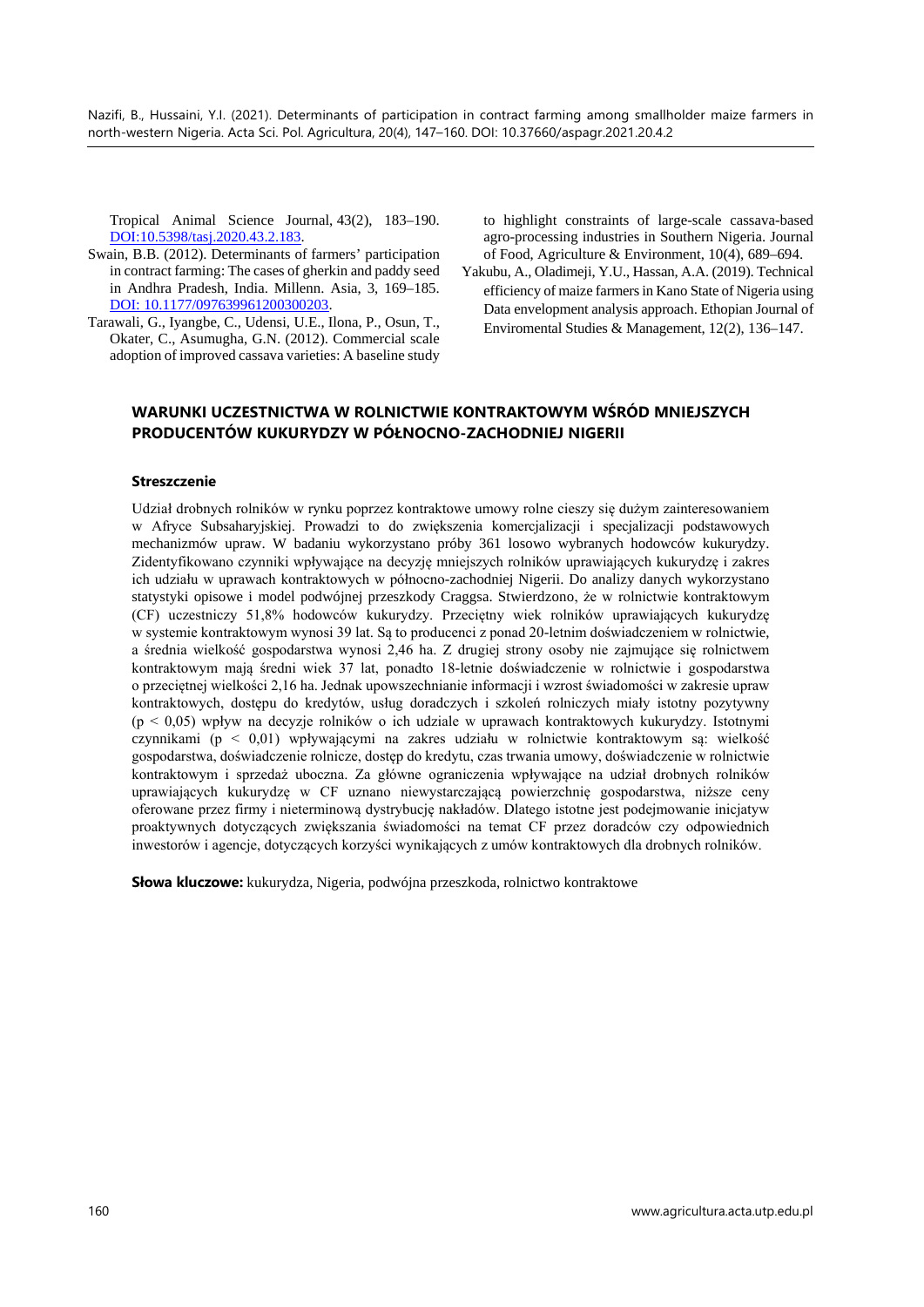Tropical Animal Science Journal, 43(2), 183–190. DOI:10.5398/tasj.2020.43.2.183.

Swain, B.B. (2012). Determinants of farmers' participation in contract farming: The cases of gherkin and paddy seed in Andhra Pradesh, India. Millenn. Asia, 3, 169–185. DOI: 10.1177/097639961200300203.

Tarawali, G., Iyangbe, C., Udensi, U.E., Ilona, P., Osun, T., Okater, C., Asumugha, G.N. (2012). Commercial scale adoption of improved cassava varieties: A baseline study to highlight constraints of large-scale cassava-based agro-processing industries in Southern Nigeria. Journal of Food, Agriculture & Environment, 10(4), 689–694.

Yakubu, A., Oladimeji, Y.U., Hassan, A.A. (2019). Technical efficiency of maize farmers in Kano State of Nigeria using Data envelopment analysis approach. Ethopian Journal of Enviromental Studies & Management, 12(2), 136–147.

## WARUNKI UCZESTNICTWA W ROLNICTWIE KONTRAKTOWYM WŚRÓD MNIEJSZYCH PRODUCENTÓW KUKURYDZY W PÓŁNOCNO-ZACHODNIEJ NIGERII

### Streszczenie

Udział drobnych rolników w rynku poprzez kontraktowe umowy rolne cieszy się dużym zainteresowaniem w Afryce Subsaharyjskiej. Prowadzi to do zwiększenia komercjalizacji i specjalizacji podstawowych mechanizmów upraw. W badaniu wykorzystano próby 361 losowo wybranych hodowców kukurydzy. Zidentyfikowano czynniki wpływające na decyzję mniejszych rolników uprawiających kukurydzę i zakres ich udziału w uprawach kontraktowych w północno-zachodniej Nigerii. Do analizy danych wykorzystano statystyki opisowe i model podwójnej przeszkody Craggsa. Stwierdzono, że w rolnictwie kontraktowym (CF) uczestniczy 51,8% hodowców kukurydzy. Przeciętny wiek rolników uprawiających kukurydzę w systemie kontraktowym wynosi 39 lat. Są to producenci z ponad 20-letnim doświadczeniem w rolnictwie, a średnia wielkość gospodarstwa wynosi 2,46 ha. Z drugiej strony osoby nie zajmujące się rolnictwem kontraktowym mają średni wiek 37 lat, ponadto 18-letnie doświadczenie w rolnictwie i gospodarstwa o przeciętnej wielkości 2,16 ha. Jednak upowszechnianie informacji i wzrost świadomości w zakresie upraw kontraktowych, dostępu do kredytów, usług doradczych i szkoleń rolniczych miały istotny pozytywny ($p < 0,05$) wpływ na decyzje rolników o ich udziale w uprawach kontraktowych kukurydzy. Istotnymi czynnikami ($p < 0,01$) wpływającymi na zakres udziału w rolnictwie kontraktowym są: wielkość gospodarstwa, doświadczenie rolnicze, dostęp do kredytu, czas trwania umowy, doświadczenie w rolnictwie kontraktowym i sprzedaż uboczna. Za główne ograniczenia wpływające na udział drobnych rolników uprawiających kukurydzę w CF uznano niewystarczającą powierzchnię gospodarstwa, niższe ceny oferowane przez firmy i nieterminową dystrybucję nakładów. Dlatego istotne jest podejmowanie inicjatyw proaktywnych dotyczących zwiększania świadomości na temat CF przez doradców czy odpowiednich inwestorów i agencje, dotyczących korzyści wynikających z umów kontraktowych dla drobnych rolników.

**Słowa kluczowe:** kukurydza, Nigeria, podwójna przeszkoda, rolnictwo kontraktowe